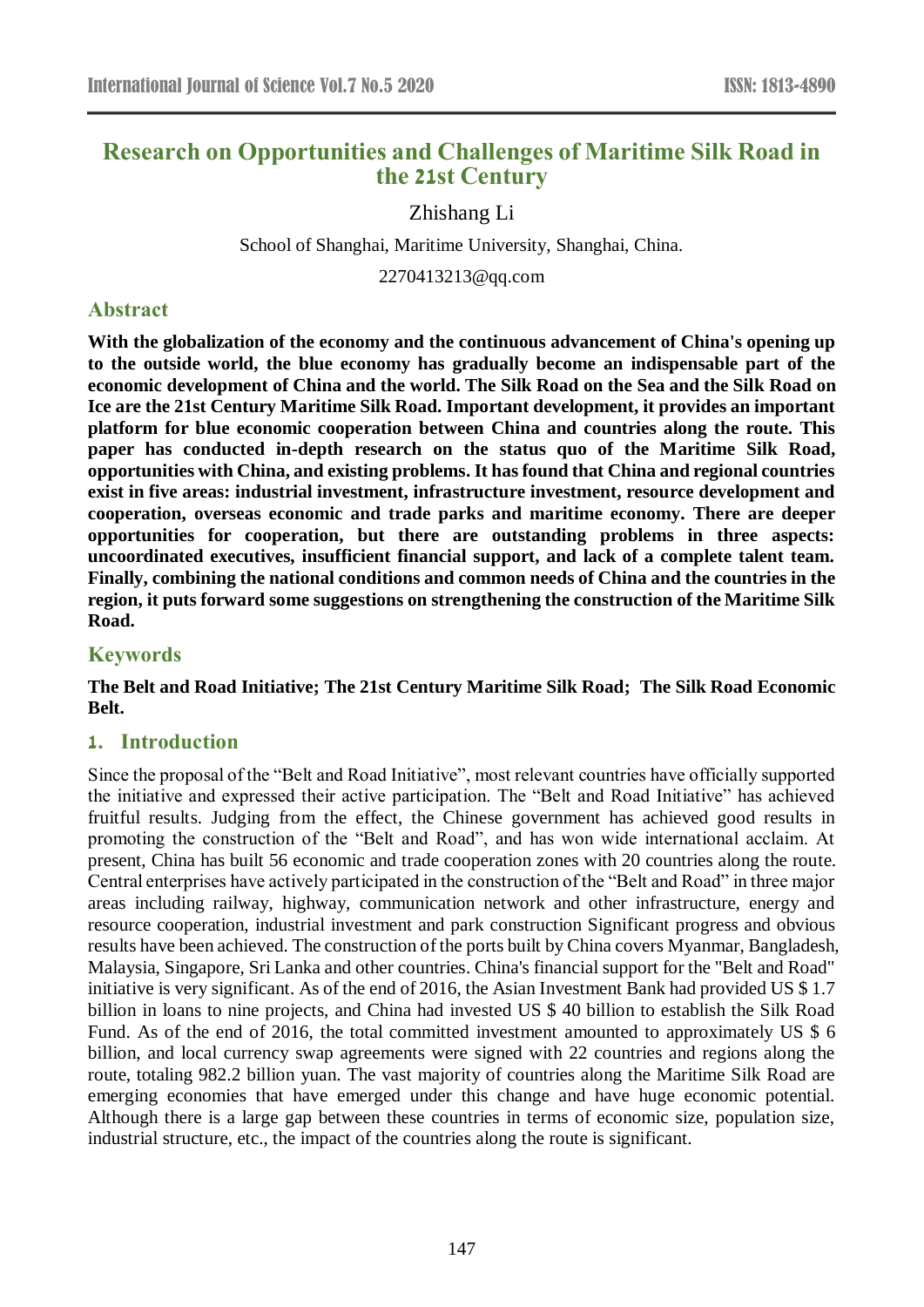# Research on Opportunities and Challenges of Maritime Silk Road in the 21st Century

Zhishang Li

School of Shanghai, Maritime University, Shanghai, China.

2270413213@qq.com

## Abstract

**With the globalization of the economy and the continuous advancement of China's opening up to the outside world, the blue economy has gradually become an indispensable part of the economic development of China and the world. The Silk Road on the Sea and the Silk Road on Ice are the 21st Century Maritime Silk Road. Important development, it provides an important platform for blue economic cooperation between China and countries along the route. This paper has conducted in-depth research on the status quo of the Maritime Silk Road, opportunities with China, and existing problems. It has found that China and regional countries exist in five areas: industrial investment, infrastructure investment, resource development and cooperation, overseas economic and trade parks and maritime economy. There are deeper opportunities for cooperation, but there are outstanding problems in three aspects: uncoordinated executives, insufficient financial support, and lack of a complete talent team. Finally, combining the national conditions and common needs of China and the countries in the region, it puts forward some suggestions on strengthening the construction of the Maritime Silk Road.**

## Keywords

**The Belt and Road Initiative; The 21st Century Maritime Silk Road; The Silk Road Economic Belt.**

## 1. Introduction

Since the proposal of the "Belt and Road Initiative", most relevant countries have officially supported the initiative and expressed their active participation. The "Belt and Road Initiative" has achieved fruitful results. Judging from the effect, the Chinese government has achieved good results in promoting the construction of the "Belt and Road", and has won wide international acclaim. At present, China has built 56 economic and trade cooperation zones with 20 countries along the route. Central enterprises have actively participated in the construction of the "Belt and Road" in three major areas including railway, highway, communication network and other infrastructure, energy and resource cooperation, industrial investment and park construction Significant progress and obvious results have been achieved. The construction of the ports built by China covers Myanmar, Bangladesh, Malaysia, Singapore, Sri Lanka and other countries. China's financial support for the "Belt and Road" initiative is very significant. As of the end of 2016, the Asian Investment Bank had provided US $ 1.7 billion in loans to nine projects, and China had invested US $ 40 billion to establish the Silk Road Fund. As of the end of 2016, the total committed investment amounted to approximately US $ 6 billion, and local currency swap agreements were signed with 22 countries and regions along the route, totaling 982.2 billion yuan. The vast majority of countries along the Maritime Silk Road are emerging economies that have emerged under this change and have huge economic potential. Although there is a large gap between these countries in terms of economic size, population size, industrial structure, etc., the impact of the countries along the route is significant.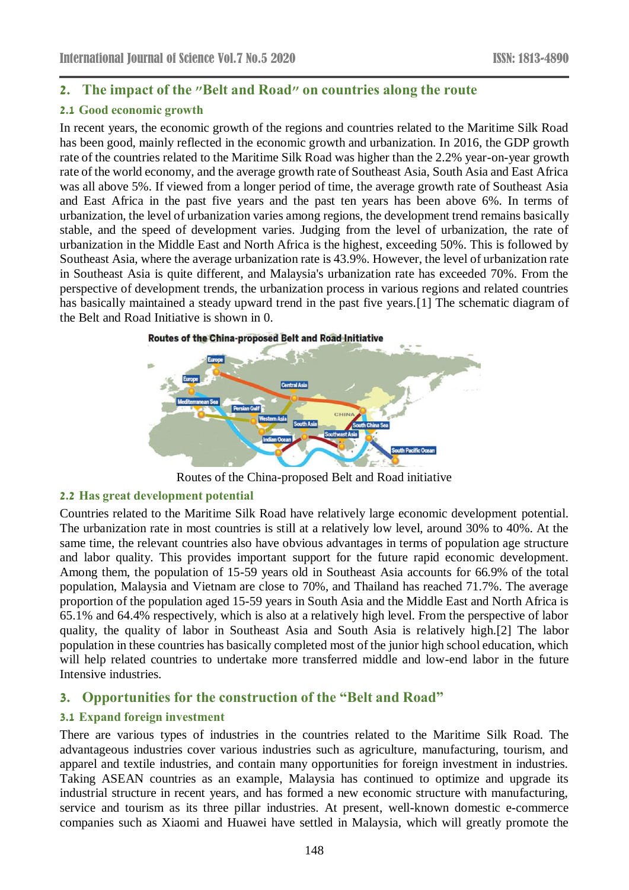## 2. The impact of the "Belt and Road" on countries along the route

### 2.1 Good economic growth

In recent years, the economic growth of the regions and countries related to the Maritime Silk Road has been good, mainly reflected in the economic growth and urbanization. In 2016, the GDP growth rate of the countries related to the Maritime Silk Road was higher than the 2.2% year-on-year growth rate of the world economy, and the average growth rate of Southeast Asia, South Asia and East Africa was all above 5%. If viewed from a longer period of time, the average growth rate of Southeast Asia and East Africa in the past five years and the past ten years has been above 6%. In terms of urbanization, the level of urbanization varies among regions, the development trend remains basically stable, and the speed of development varies. Judging from the level of urbanization, the rate of urbanization in the Middle East and North Africa is the highest, exceeding 50%. This is followed by Southeast Asia, where the average urbanization rate is 43.9%. However, the level of urbanization rate in Southeast Asia is quite different, and Malaysia's urbanization rate has exceeded 70%. From the perspective of development trends, the urbanization process in various regions and related countries has basically maintained a steady upward trend in the past five years.[1] The schematic diagram of the Belt and Road Initiative is shown in 0.

Routes of the China-proposed Belt and Road initiative

### 2.2 Has great development potential

Countries related to the Maritime Silk Road have relatively large economic development potential. The urbanization rate in most countries is still at a relatively low level, around 30% to 40%. At the same time, the relevant countries also have obvious advantages in terms of population age structure and labor quality. This provides important support for the future rapid economic development. Among them, the population of 15-59 years old in Southeast Asia accounts for 66.9% of the total population, Malaysia and Vietnam are close to 70%, and Thailand has reached 71.7%. The average proportion of the population aged 15-59 years in South Asia and the Middle East and North Africa is 65.1% and 64.4% respectively, which is also at a relatively high level. From the perspective of labor quality, the quality of labor in Southeast Asia and South Asia is relatively high.[2] The labor population in these countries has basically completed most of the junior high school education, which will help related countries to undertake more transferred middle and low-end labor in the future Intensive industries.

## 3. Opportunities for the construction of the "Belt and Road"

### 3.1 Expand foreign investment

There are various types of industries in the countries related to the Maritime Silk Road. The advantageous industries cover various industries such as agriculture, manufacturing, tourism, and apparel and textile industries, and contain many opportunities for foreign investment in industries. Taking ASEAN countries as an example, Malaysia has continued to optimize and upgrade its industrial structure in recent years, and has formed a new economic structure with manufacturing, service and tourism as its three pillar industries. At present, well-known domestic e-commerce companies such as Xiaomi and Huawei have settled in Malaysia, which will greatly promote the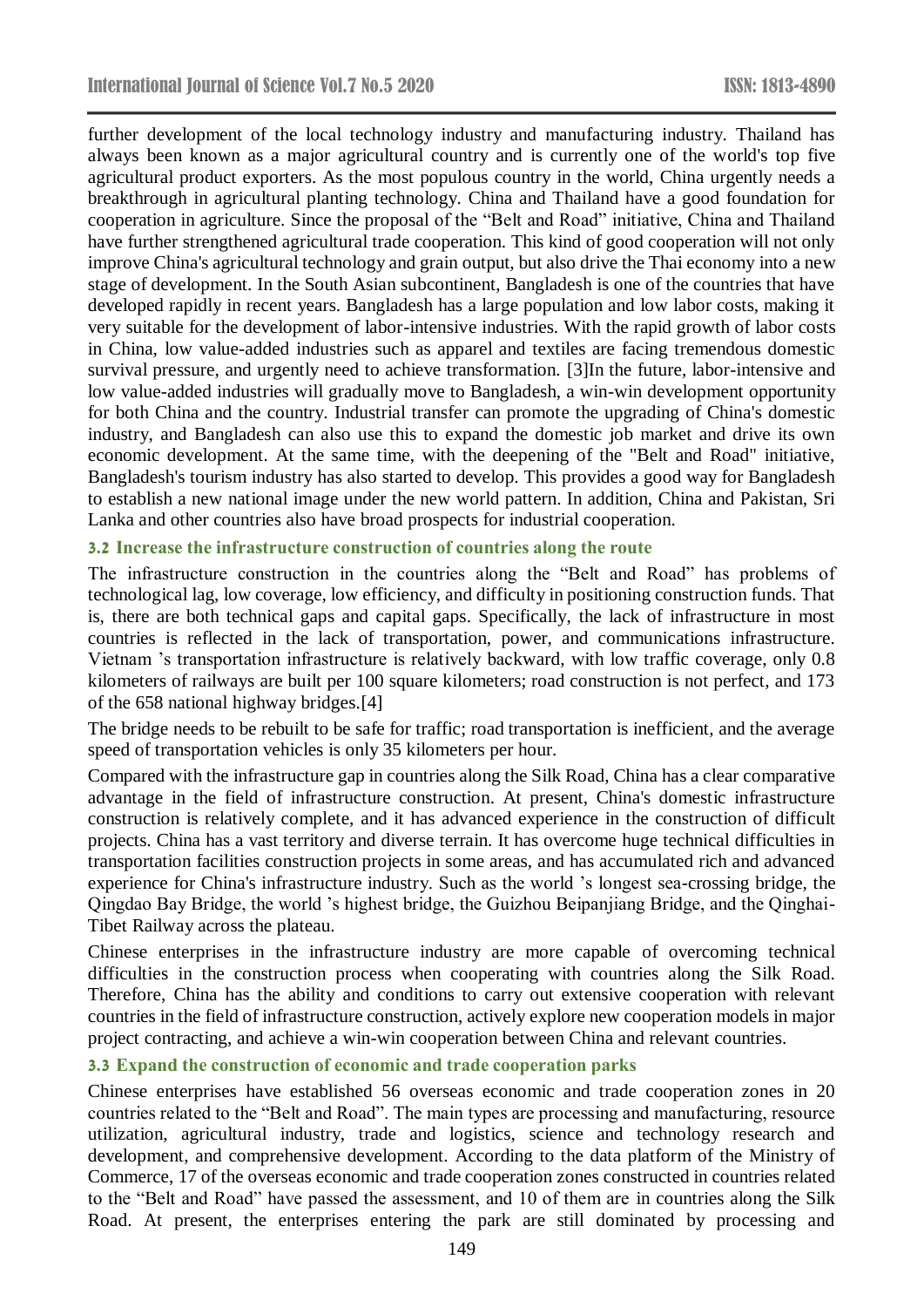further development of the local technology industry and manufacturing industry. Thailand has always been known as a major agricultural country and is currently one of the world's top five agricultural product exporters. As the most populous country in the world, China urgently needs a breakthrough in agricultural planting technology. China and Thailand have a good foundation for cooperation in agriculture. Since the proposal of the "Belt and Road" initiative, China and Thailand have further strengthened agricultural trade cooperation. This kind of good cooperation will not only improve China's agricultural technology and grain output, but also drive the Thai economy into a new stage of development. In the South Asian subcontinent, Bangladesh is one of the countries that have developed rapidly in recent years. Bangladesh has a large population and low labor costs, making it very suitable for the development of labor-intensive industries. With the rapid growth of labor costs in China, low value-added industries such as apparel and textiles are facing tremendous domestic survival pressure, and urgently need to achieve transformation. [3]In the future, labor-intensive and low value-added industries will gradually move to Bangladesh, a win-win development opportunity for both China and the country. Industrial transfer can promote the upgrading of China's domestic industry, and Bangladesh can also use this to expand the domestic job market and drive its own economic development. At the same time, with the deepening of the "Belt and Road" initiative, Bangladesh's tourism industry has also started to develop. This provides a good way for Bangladesh to establish a new national image under the new world pattern. In addition, China and Pakistan, Sri Lanka and other countries also have broad prospects for industrial cooperation.

### 3.2 Increase the infrastructure construction of countries along the route

The infrastructure construction in the countries along the "Belt and Road" has problems of technological lag, low coverage, low efficiency, and difficulty in positioning construction funds. That is, there are both technical gaps and capital gaps. Specifically, the lack of infrastructure in most countries is reflected in the lack of transportation, power, and communications infrastructure. Vietnam 's transportation infrastructure is relatively backward, with low traffic coverage, only 0.8 kilometers of railways are built per 100 square kilometers; road construction is not perfect, and 173 of the 658 national highway bridges.[4]

The bridge needs to be rebuilt to be safe for traffic; road transportation is inefficient, and the average speed of transportation vehicles is only 35 kilometers per hour.

Compared with the infrastructure gap in countries along the Silk Road, China has a clear comparative advantage in the field of infrastructure construction. At present, China's domestic infrastructure construction is relatively complete, and it has advanced experience in the construction of difficult projects. China has a vast territory and diverse terrain. It has overcome huge technical difficulties in transportation facilities construction projects in some areas, and has accumulated rich and advanced experience for China's infrastructure industry. Such as the world 's longest sea-crossing bridge, the Qingdao Bay Bridge, the world 's highest bridge, the Guizhou Beipanjiang Bridge, and the Qinghai-Tibet Railway across the plateau.

Chinese enterprises in the infrastructure industry are more capable of overcoming technical difficulties in the construction process when cooperating with countries along the Silk Road. Therefore, China has the ability and conditions to carry out extensive cooperation with relevant countries in the field of infrastructure construction, actively explore new cooperation models in major project contracting, and achieve a win-win cooperation between China and relevant countries.

### 3.3 Expand the construction of economic and trade cooperation parks

Chinese enterprises have established 56 overseas economic and trade cooperation zones in 20 countries related to the "Belt and Road". The main types are processing and manufacturing, resource utilization, agricultural industry, trade and logistics, science and technology research and development, and comprehensive development. According to the data platform of the Ministry of Commerce, 17 of the overseas economic and trade cooperation zones constructed in countries related to the "Belt and Road" have passed the assessment, and 10 of them are in countries along the Silk Road. At present, the enterprises entering the park are still dominated by processing and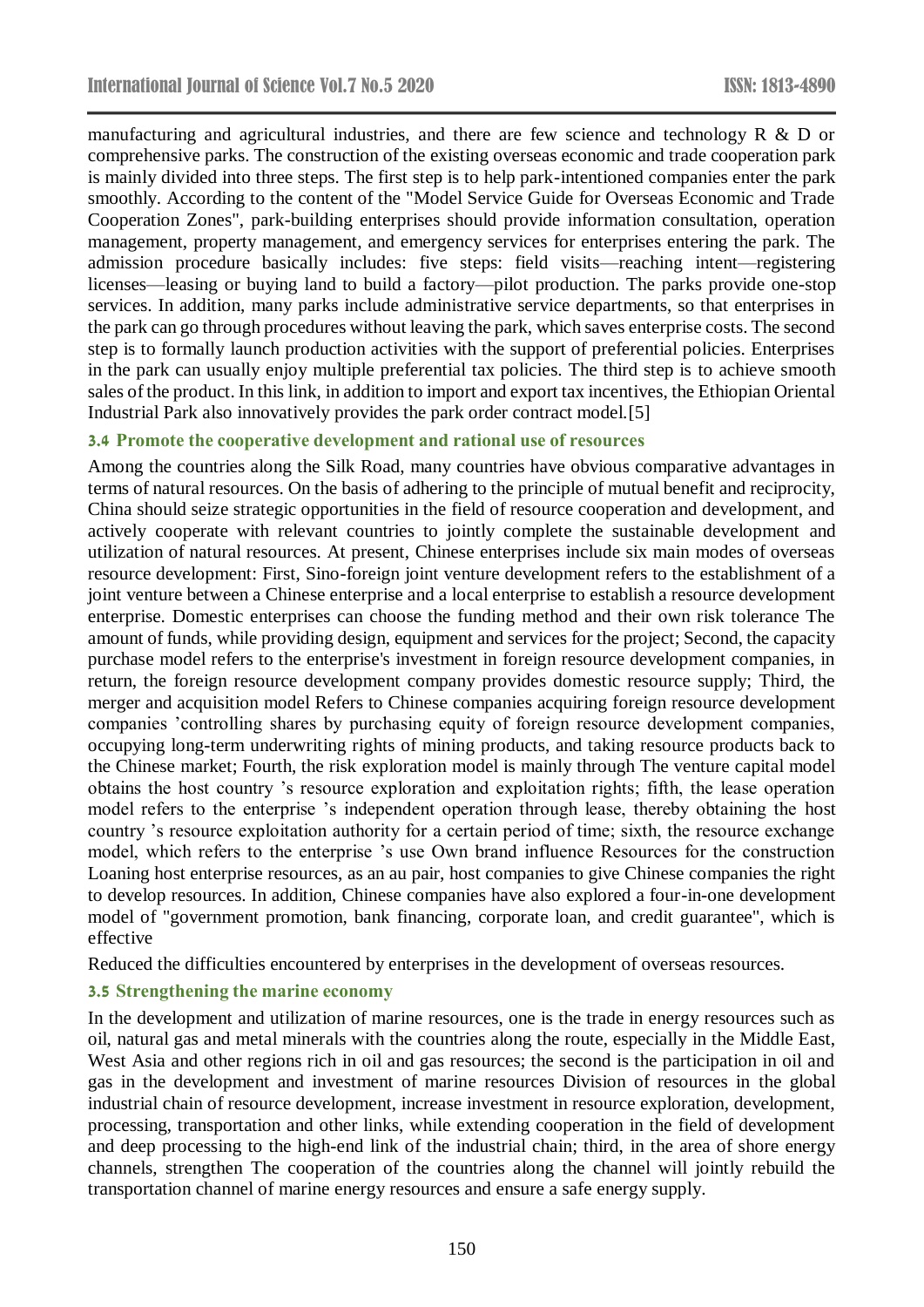manufacturing and agricultural industries, and there are few science and technology R & D or comprehensive parks. The construction of the existing overseas economic and trade cooperation park is mainly divided into three steps. The first step is to help park-intentioned companies enter the park smoothly. According to the content of the "Model Service Guide for Overseas Economic and Trade Cooperation Zones", park-building enterprises should provide information consultation, operation management, property management, and emergency services for enterprises entering the park. The admission procedure basically includes: five steps: field visits—reaching intent—registering licenses—leasing or buying land to build a factory—pilot production. The parks provide one-stop services. In addition, many parks include administrative service departments, so that enterprises in the park can go through procedures without leaving the park, which saves enterprise costs. The second step is to formally launch production activities with the support of preferential policies. Enterprises in the park can usually enjoy multiple preferential tax policies. The third step is to achieve smooth sales of the product. In this link, in addition to import and export tax incentives, the Ethiopian Oriental Industrial Park also innovatively provides the park order contract model.[5]

### 3.4 Promote the cooperative development and rational use of resources

Among the countries along the Silk Road, many countries have obvious comparative advantages in terms of natural resources. On the basis of adhering to the principle of mutual benefit and reciprocity, China should seize strategic opportunities in the field of resource cooperation and development, and actively cooperate with relevant countries to jointly complete the sustainable development and utilization of natural resources. At present, Chinese enterprises include six main modes of overseas resource development: First, Sino-foreign joint venture development refers to the establishment of a joint venture between a Chinese enterprise and a local enterprise to establish a resource development enterprise. Domestic enterprises can choose the funding method and their own risk tolerance The amount of funds, while providing design, equipment and services for the project; Second, the capacity purchase model refers to the enterprise's investment in foreign resource development companies, in return, the foreign resource development company provides domestic resource supply; Third, the merger and acquisition model Refers to Chinese companies acquiring foreign resource development companies ’controlling shares by purchasing equity of foreign resource development companies, occupying long-term underwriting rights of mining products, and taking resource products back to the Chinese market; Fourth, the risk exploration model is mainly through The venture capital model obtains the host country ’s resource exploration and exploitation rights; fifth, the lease operation model refers to the enterprise ’s independent operation through lease, thereby obtaining the host country ’s resource exploitation authority for a certain period of time; sixth, the resource exchange model, which refers to the enterprise ’s use Own brand influence Resources for the construction Loaning host enterprise resources, as an au pair, host companies to give Chinese companies the right to develop resources. In addition, Chinese companies have also explored a four-in-one development model of "government promotion, bank financing, corporate loan, and credit guarantee", which is effective

Reduced the difficulties encountered by enterprises in the development of overseas resources.

### 3.5 Strengthening the marine economy

In the development and utilization of marine resources, one is the trade in energy resources such as oil, natural gas and metal minerals with the countries along the route, especially in the Middle East, West Asia and other regions rich in oil and gas resources; the second is the participation in oil and gas in the development and investment of marine resources Division of resources in the global industrial chain of resource development, increase investment in resource exploration, development, processing, transportation and other links, while extending cooperation in the field of development and deep processing to the high-end link of the industrial chain; third, in the area of shore energy channels, strengthen The cooperation of the countries along the channel will jointly rebuild the transportation channel of marine energy resources and ensure a safe energy supply.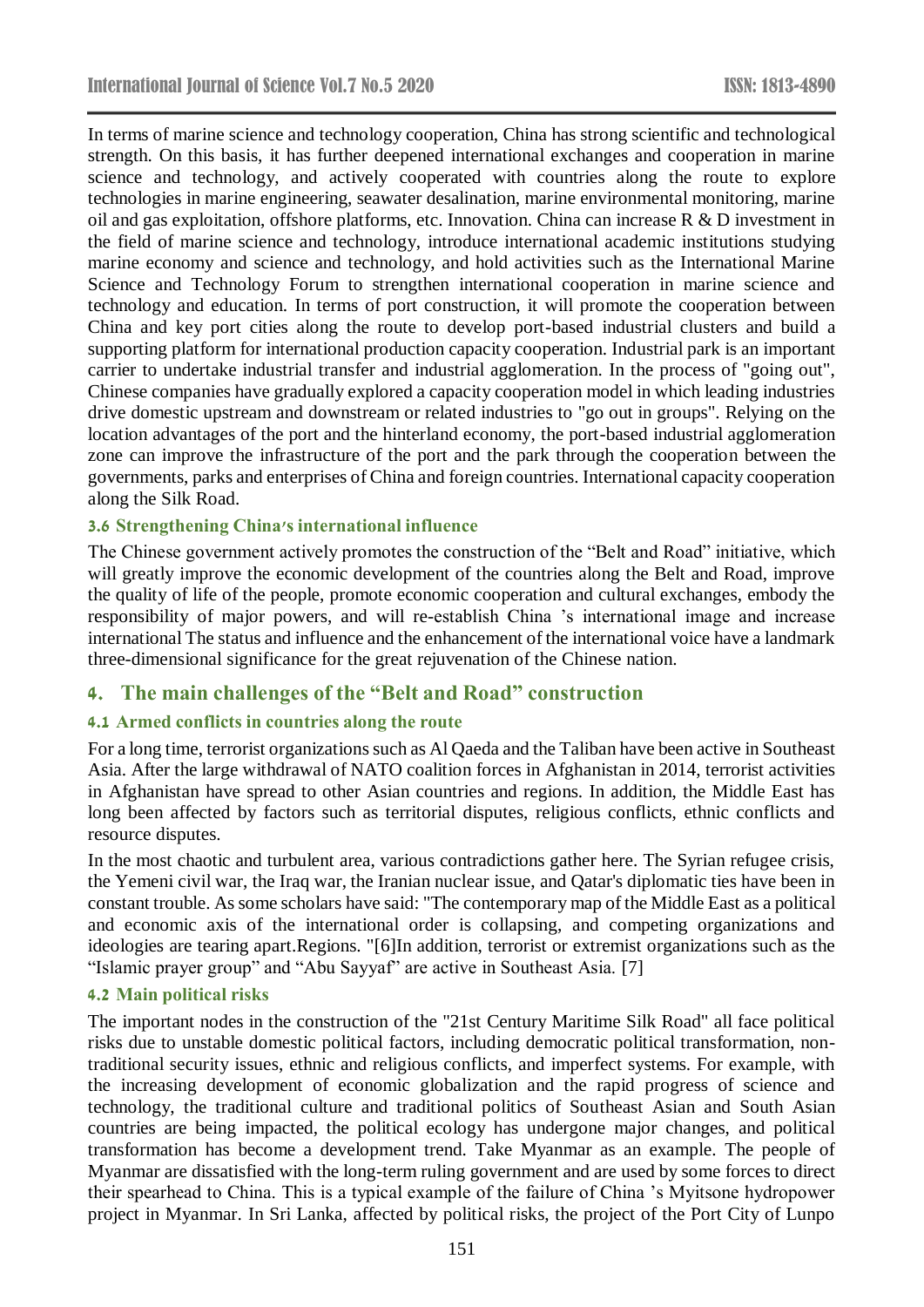In terms of marine science and technology cooperation, China has strong scientific and technological strength. On this basis, it has further deepened international exchanges and cooperation in marine science and technology, and actively cooperated with countries along the route to explore technologies in marine engineering, seawater desalination, marine environmental monitoring, marine oil and gas exploitation, offshore platforms, etc. Innovation. China can increase R & D investment in the field of marine science and technology, introduce international academic institutions studying marine economy and science and technology, and hold activities such as the International Marine Science and Technology Forum to strengthen international cooperation in marine science and technology and education. In terms of port construction, it will promote the cooperation between China and key port cities along the route to develop port-based industrial clusters and build a supporting platform for international production capacity cooperation. Industrial park is an important carrier to undertake industrial transfer and industrial agglomeration. In the process of "going out", Chinese companies have gradually explored a capacity cooperation model in which leading industries drive domestic upstream and downstream or related industries to "go out in groups". Relying on the location advantages of the port and the hinterland economy, the port-based industrial agglomeration zone can improve the infrastructure of the port and the park through the cooperation between the governments, parks and enterprises of China and foreign countries. International capacity cooperation along the Silk Road.

### 3.6 Strengthening China's international influence

The Chinese government actively promotes the construction of the "Belt and Road" initiative, which will greatly improve the economic development of the countries along the Belt and Road, improve the quality of life of the people, promote economic cooperation and cultural exchanges, embody the responsibility of major powers, and will re-establish China 's international image and increase international The status and influence and the enhancement of the international voice have a landmark three-dimensional significance for the great rejuvenation of the Chinese nation.

## 4. The main challenges of the "Belt and Road" construction

### 4.1 Armed conflicts in countries along the route

For a long time, terrorist organizations such as Al Qaeda and the Taliban have been active in Southeast Asia. After the large withdrawal of NATO coalition forces in Afghanistan in 2014, terrorist activities in Afghanistan have spread to other Asian countries and regions. In addition, the Middle East has long been affected by factors such as territorial disputes, religious conflicts, ethnic conflicts and resource disputes.

In the most chaotic and turbulent area, various contradictions gather here. The Syrian refugee crisis, the Yemeni civil war, the Iraq war, the Iranian nuclear issue, and Qatar's diplomatic ties have been in constant trouble. As some scholars have said: "The contemporary map of the Middle East as a political and economic axis of the international order is collapsing, and competing organizations and ideologies are tearing apart.Regions. "[6]In addition, terrorist or extremist organizations such as the "Islamic prayer group" and "Abu Sayyaf" are active in Southeast Asia. [7]

### 4.2 Main political risks

The important nodes in the construction of the "21st Century Maritime Silk Road" all face political risks due to unstable domestic political factors, including democratic political transformation, non-traditional security issues, ethnic and religious conflicts, and imperfect systems. For example, with the increasing development of economic globalization and the rapid progress of science and technology, the traditional culture and traditional politics of Southeast Asian and South Asian countries are being impacted, the political ecology has undergone major changes, and political transformation has become a development trend. Take Myanmar as an example. The people of Myanmar are dissatisfied with the long-term ruling government and are used by some forces to direct their spearhead to China. This is a typical example of the failure of China 's Myitsone hydropower project in Myanmar. In Sri Lanka, affected by political risks, the project of the Port City of Lunpo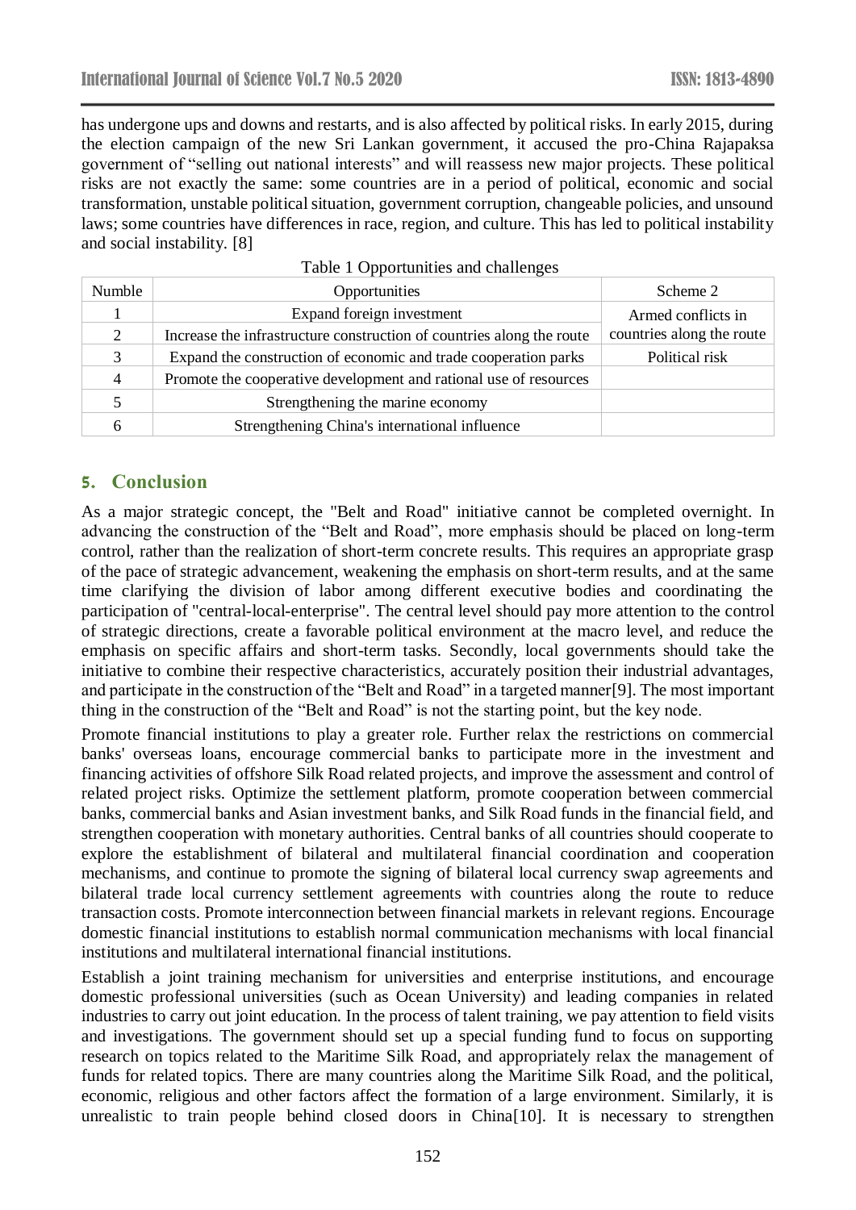has undergone ups and downs and restarts, and is also affected by political risks. In early 2015, during the election campaign of the new Sri Lankan government, it accused the pro-China Rajapaksa government of "selling out national interests" and will reassess new major projects. These political risks are not exactly the same: some countries are in a period of political, economic and social transformation, unstable political situation, government corruption, changeable policies, and unsound laws; some countries have differences in race, region, and culture. This has led to political instability and social instability. [8]

Table 1 Opportunities and challenges

| Numble | Opportunities | Scheme 2 |
|---|---|---|
| 1 | Expand foreign investment | Armed conflicts in countries along the route |
| 2 | Increase the infrastructure construction of countries along the route | |
| 3 | Expand the construction of economic and trade cooperation parks | Political risk |
| 4 | Promote the cooperative development and rational use of resources | |
| 5 | Strengthening the marine economy | |
| 6 | Strengthening China's international influence | |

## 5. Conclusion

As a major strategic concept, the "Belt and Road" initiative cannot be completed overnight. In advancing the construction of the "Belt and Road", more emphasis should be placed on long-term control, rather than the realization of short-term concrete results. This requires an appropriate grasp of the pace of strategic advancement, weakening the emphasis on short-term results, and at the same time clarifying the division of labor among different executive bodies and coordinating the participation of "central-local-enterprise". The central level should pay more attention to the control of strategic directions, create a favorable political environment at the macro level, and reduce the emphasis on specific affairs and short-term tasks. Secondly, local governments should take the initiative to combine their respective characteristics, accurately position their industrial advantages, and participate in the construction of the "Belt and Road" in a targeted manner[9]. The most important thing in the construction of the "Belt and Road" is not the starting point, but the key node.

Promote financial institutions to play a greater role. Further relax the restrictions on commercial banks' overseas loans, encourage commercial banks to participate more in the investment and financing activities of offshore Silk Road related projects, and improve the assessment and control of related project risks. Optimize the settlement platform, promote cooperation between commercial banks, commercial banks and Asian investment banks, and Silk Road funds in the financial field, and strengthen cooperation with monetary authorities. Central banks of all countries should cooperate to explore the establishment of bilateral and multilateral financial coordination and cooperation mechanisms, and continue to promote the signing of bilateral local currency swap agreements and bilateral trade local currency settlement agreements with countries along the route to reduce transaction costs. Promote interconnection between financial markets in relevant regions. Encourage domestic financial institutions to establish normal communication mechanisms with local financial institutions and multilateral international financial institutions.

Establish a joint training mechanism for universities and enterprise institutions, and encourage domestic professional universities (such as Ocean University) and leading companies in related industries to carry out joint education. In the process of talent training, we pay attention to field visits and investigations. The government should set up a special funding fund to focus on supporting research on topics related to the Maritime Silk Road, and appropriately relax the management of funds for related topics. There are many countries along the Maritime Silk Road, and the political, economic, religious and other factors affect the formation of a large environment. Similarly, it is unrealistic to train people behind closed doors in China[10]. It is necessary to strengthen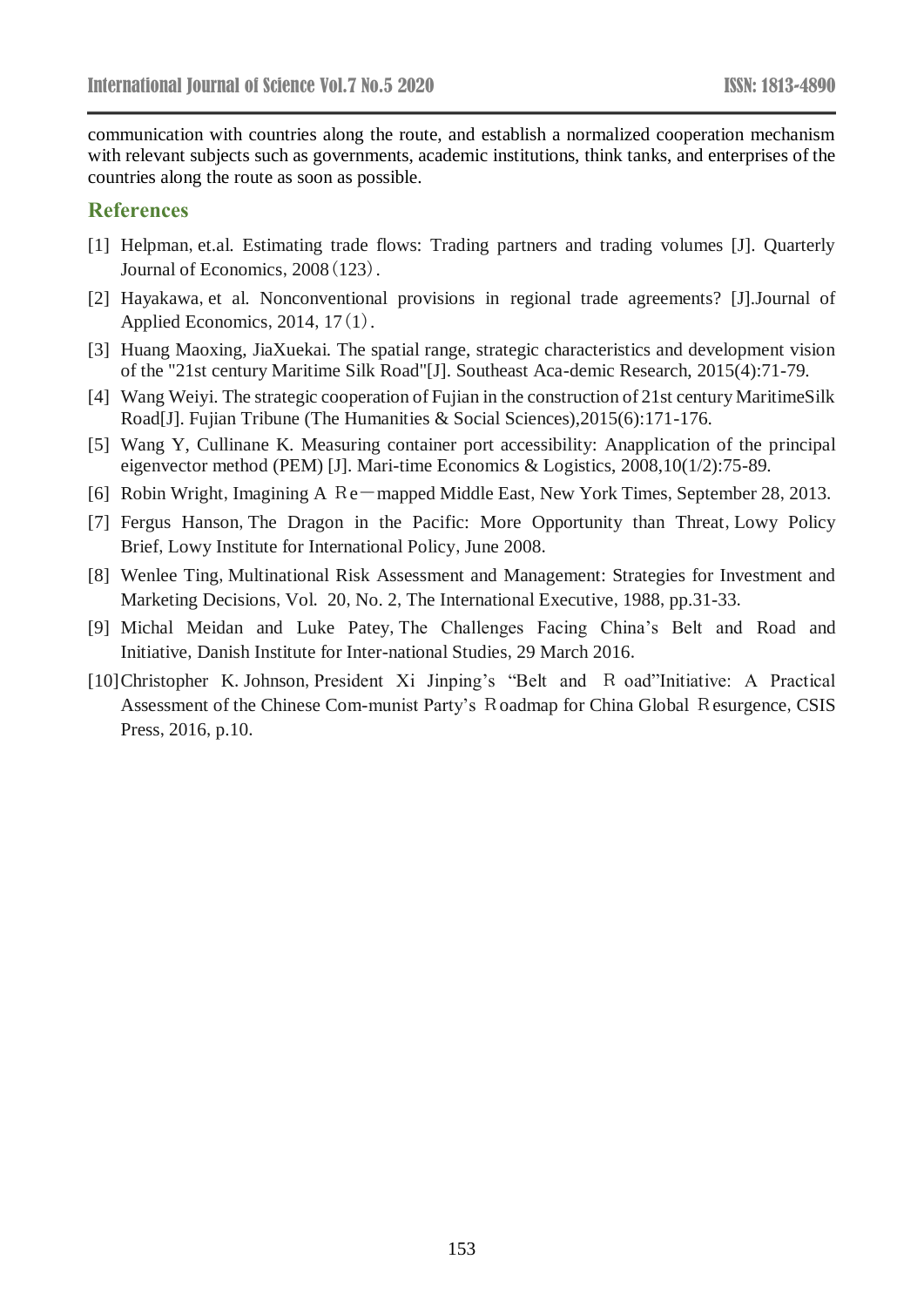communication with countries along the route, and establish a normalized cooperation mechanism with relevant subjects such as governments, academic institutions, think tanks, and enterprises of the countries along the route as soon as possible.

## References

[1] Helpman, et.al. Estimating trade flows: Trading partners and trading volumes [J]. Quarterly Journal of Economics, 2008（123）.

[2] Hayakawa, et al. Nonconventional provisions in regional trade agreements? [J].Journal of Applied Economics, 2014, 17（1）.

[3] Huang Maoxing, JiaXuekai. The spatial range, strategic characteristics and development vision of the "21st century Maritime Silk Road"[J]. Southeast Aca-demic Research, 2015(4):71-79.

[4] Wang Weiyi. The strategic cooperation of Fujian in the construction of 21st century MaritimeSilk Road[J]. Fujian Tribune (The Humanities & Social Sciences),2015(6):171-176.

[5] Wang Y, Cullinane K. Measuring container port accessibility: Anapplication of the principal eigenvector method (PEM) [J]. Mari-time Economics & Logistics, 2008,10(1/2):75-89.

[6] Robin Wright, Imagining A Ｒe－mapped Middle East, New York Times, September 28, 2013.

[7] Fergus Hanson, The Dragon in the Pacific: More Opportunity than Threat, Lowy Policy Brief, Lowy Institute for International Policy, June 2008.

[8] Wenlee Ting, Multinational Risk Assessment and Management: Strategies for Investment and Marketing Decisions, Vol. 20, No. 2, The International Executive, 1988, pp.31-33.

[9] Michal Meidan and Luke Patey, The Challenges Facing China's Belt and Road and Initiative, Danish Institute for Inter-national Studies, 29 March 2016.

[10] Christopher K. Johnson, President Xi Jinping's "Belt and Ｒoad"Initiative: A Practical Assessment of the Chinese Com-munist Party's Ｒoadmap for China Global Ｒesurgence, CSIS Press, 2016, p.10.